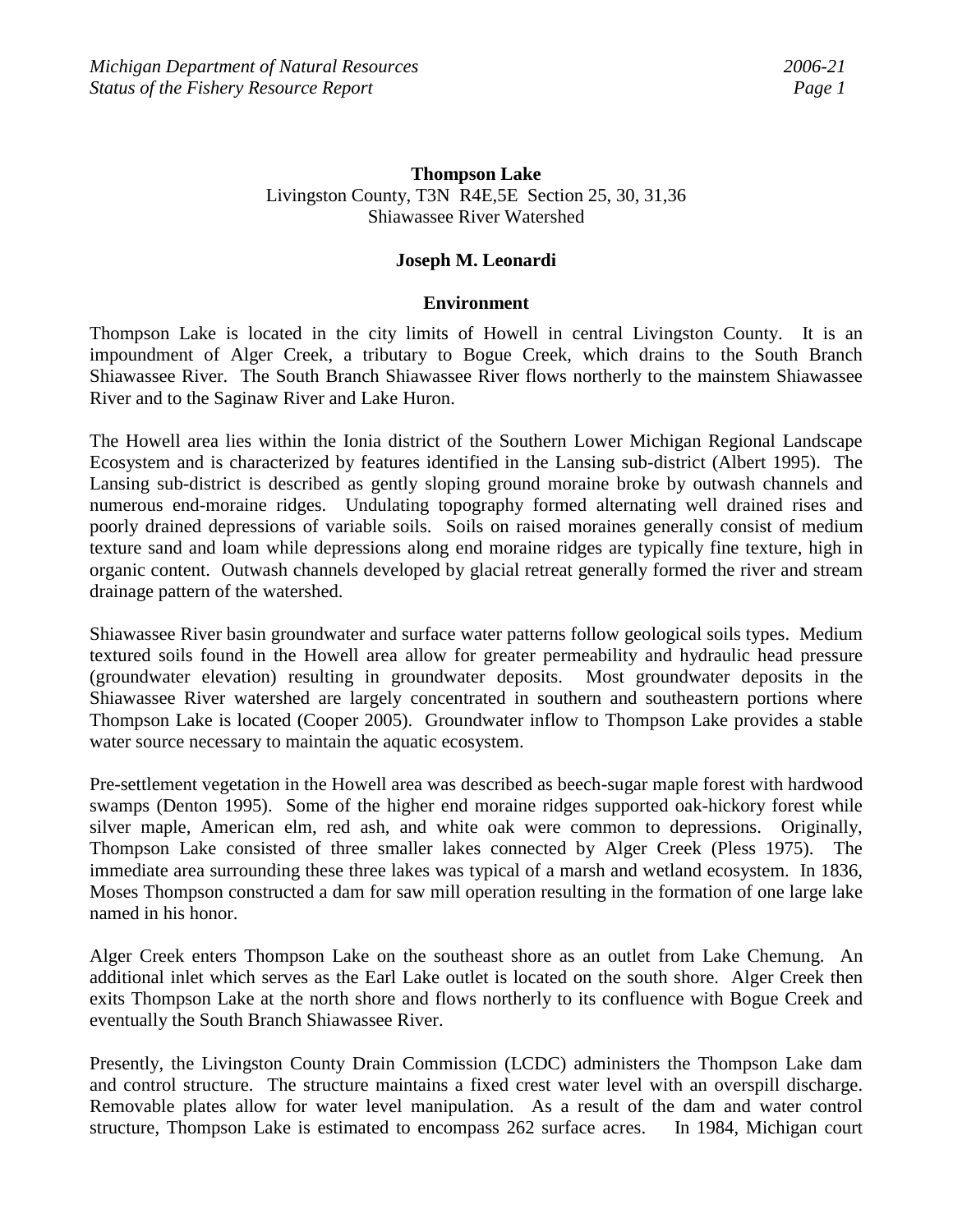# Thompson Lake

Livingston County, T3N R4E,5E Section 25, 30, 31,36
Shiawassee River Watershed

**Joseph M. Leonardi**

## Environment

Thompson Lake is located in the city limits of Howell in central Livingston County. It is an impoundment of Alger Creek, a tributary to Bogue Creek, which drains to the South Branch Shiawassee River. The South Branch Shiawassee River flows northerly to the mainstem Shiawassee River and to the Saginaw River and Lake Huron.

The Howell area lies within the Ionia district of the Southern Lower Michigan Regional Landscape Ecosystem and is characterized by features identified in the Lansing sub-district (Albert 1995). The Lansing sub-district is described as gently sloping ground moraine broke by outwash channels and numerous end-moraine ridges. Undulating topography formed alternating well drained rises and poorly drained depressions of variable soils. Soils on raised moraines generally consist of medium texture sand and loam while depressions along end moraine ridges are typically fine texture, high in organic content. Outwash channels developed by glacial retreat generally formed the river and stream drainage pattern of the watershed.

Shiawassee River basin groundwater and surface water patterns follow geological soils types. Medium textured soils found in the Howell area allow for greater permeability and hydraulic head pressure (groundwater elevation) resulting in groundwater deposits. Most groundwater deposits in the Shiawassee River watershed are largely concentrated in southern and southeastern portions where Thompson Lake is located (Cooper 2005). Groundwater inflow to Thompson Lake provides a stable water source necessary to maintain the aquatic ecosystem.

Pre-settlement vegetation in the Howell area was described as beech-sugar maple forest with hardwood swamps (Denton 1995). Some of the higher end moraine ridges supported oak-hickory forest while silver maple, American elm, red ash, and white oak were common to depressions. Originally, Thompson Lake consisted of three smaller lakes connected by Alger Creek (Pless 1975). The immediate area surrounding these three lakes was typical of a marsh and wetland ecosystem. In 1836, Moses Thompson constructed a dam for saw mill operation resulting in the formation of one large lake named in his honor.

Alger Creek enters Thompson Lake on the southeast shore as an outlet from Lake Chemung. An additional inlet which serves as the Earl Lake outlet is located on the south shore. Alger Creek then exits Thompson Lake at the north shore and flows northerly to its confluence with Bogue Creek and eventually the South Branch Shiawassee River.

Presently, the Livingston County Drain Commission (LCDC) administers the Thompson Lake dam and control structure. The structure maintains a fixed crest water level with an overspill discharge. Removable plates allow for water level manipulation. As a result of the dam and water control structure, Thompson Lake is estimated to encompass 262 surface acres. In 1984, Michigan court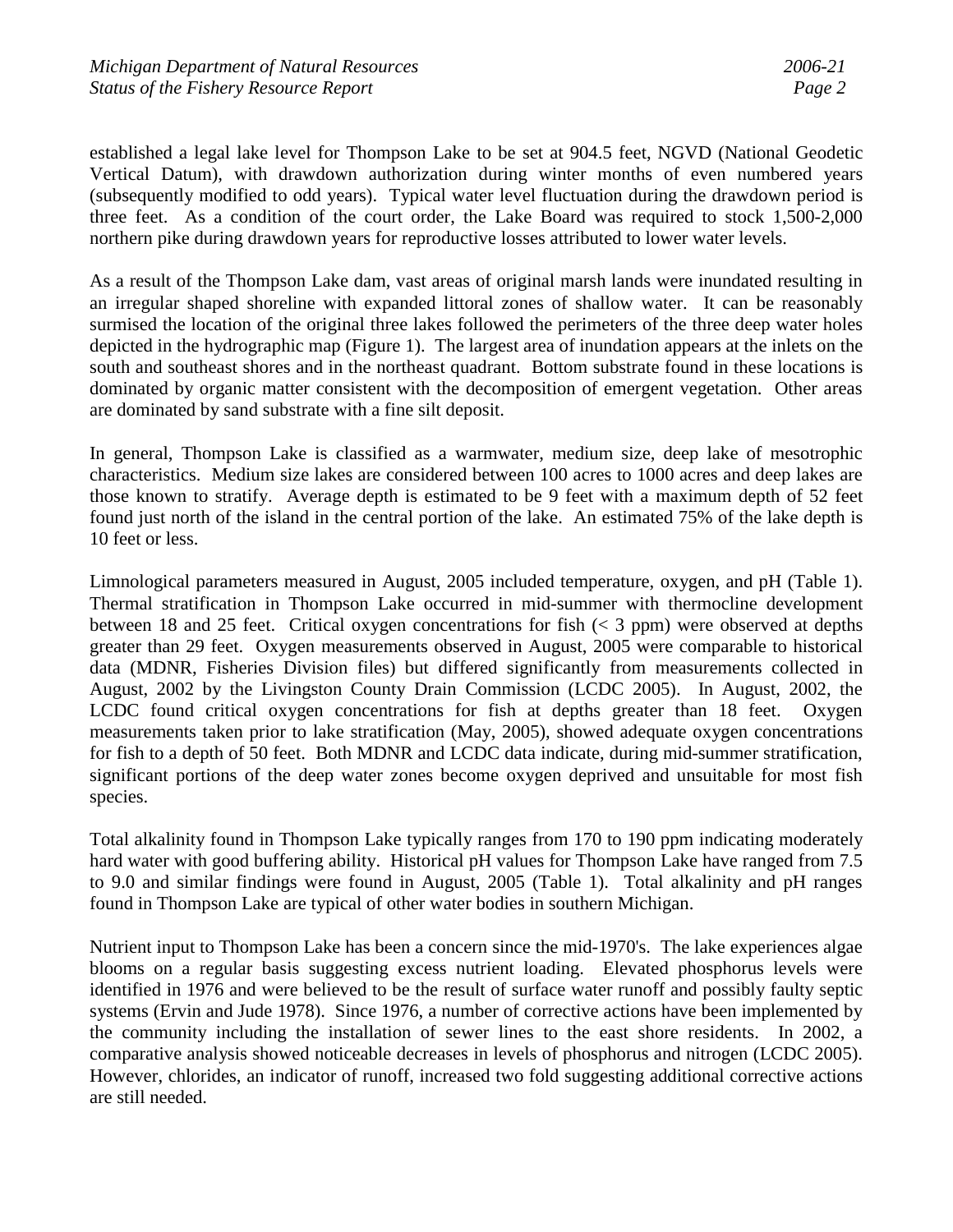established a legal lake level for Thompson Lake to be set at 904.5 feet, NGVD (National Geodetic Vertical Datum), with drawdown authorization during winter months of even numbered years (subsequently modified to odd years). Typical water level fluctuation during the drawdown period is three feet. As a condition of the court order, the Lake Board was required to stock 1,500-2,000 northern pike during drawdown years for reproductive losses attributed to lower water levels.

As a result of the Thompson Lake dam, vast areas of original marsh lands were inundated resulting in an irregular shaped shoreline with expanded littoral zones of shallow water. It can be reasonably surmised the location of the original three lakes followed the perimeters of the three deep water holes depicted in the hydrographic map (Figure 1). The largest area of inundation appears at the inlets on the south and southeast shores and in the northeast quadrant. Bottom substrate found in these locations is dominated by organic matter consistent with the decomposition of emergent vegetation. Other areas are dominated by sand substrate with a fine silt deposit.

In general, Thompson Lake is classified as a warmwater, medium size, deep lake of mesotrophic characteristics. Medium size lakes are considered between 100 acres to 1000 acres and deep lakes are those known to stratify. Average depth is estimated to be 9 feet with a maximum depth of 52 feet found just north of the island in the central portion of the lake. An estimated 75% of the lake depth is 10 feet or less.

Limnological parameters measured in August, 2005 included temperature, oxygen, and pH (Table 1). Thermal stratification in Thompson Lake occurred in mid-summer with thermocline development between 18 and 25 feet. Critical oxygen concentrations for fish (< 3 ppm) were observed at depths greater than 29 feet. Oxygen measurements observed in August, 2005 were comparable to historical data (MDNR, Fisheries Division files) but differed significantly from measurements collected in August, 2002 by the Livingston County Drain Commission (LCDC 2005). In August, 2002, the LCDC found critical oxygen concentrations for fish at depths greater than 18 feet. Oxygen measurements taken prior to lake stratification (May, 2005), showed adequate oxygen concentrations for fish to a depth of 50 feet. Both MDNR and LCDC data indicate, during mid-summer stratification, significant portions of the deep water zones become oxygen deprived and unsuitable for most fish species.

Total alkalinity found in Thompson Lake typically ranges from 170 to 190 ppm indicating moderately hard water with good buffering ability. Historical pH values for Thompson Lake have ranged from 7.5 to 9.0 and similar findings were found in August, 2005 (Table 1). Total alkalinity and pH ranges found in Thompson Lake are typical of other water bodies in southern Michigan.

Nutrient input to Thompson Lake has been a concern since the mid-1970's. The lake experiences algae blooms on a regular basis suggesting excess nutrient loading. Elevated phosphorus levels were identified in 1976 and were believed to be the result of surface water runoff and possibly faulty septic systems (Ervin and Jude 1978). Since 1976, a number of corrective actions have been implemented by the community including the installation of sewer lines to the east shore residents. In 2002, a comparative analysis showed noticeable decreases in levels of phosphorus and nitrogen (LCDC 2005). However, chlorides, an indicator of runoff, increased two fold suggesting additional corrective actions are still needed.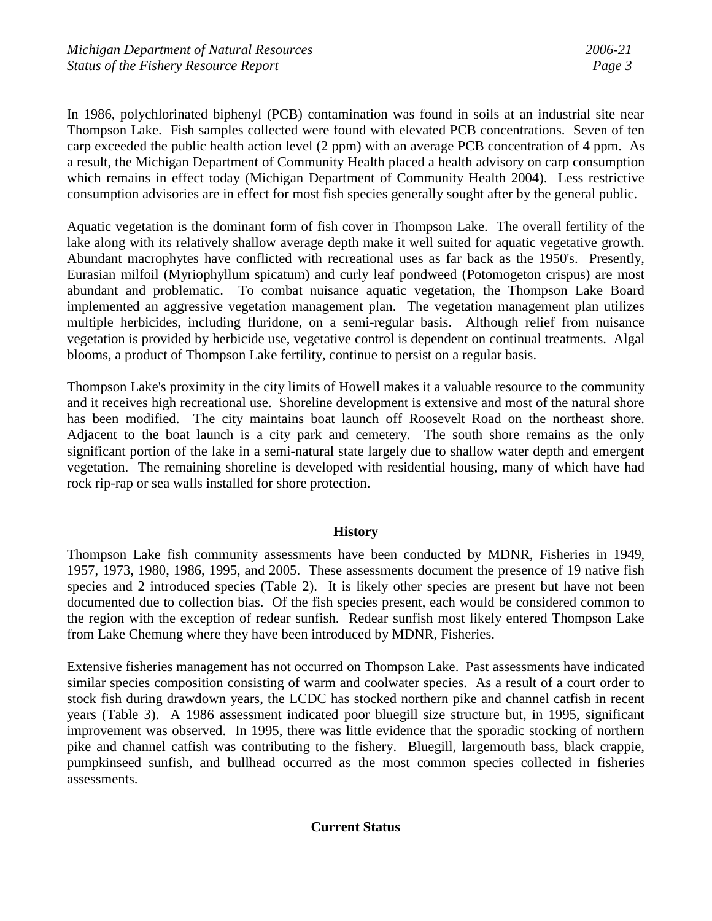In 1986, polychlorinated biphenyl (PCB) contamination was found in soils at an industrial site near Thompson Lake. Fish samples collected were found with elevated PCB concentrations. Seven of ten carp exceeded the public health action level (2 ppm) with an average PCB concentration of 4 ppm. As a result, the Michigan Department of Community Health placed a health advisory on carp consumption which remains in effect today (Michigan Department of Community Health 2004). Less restrictive consumption advisories are in effect for most fish species generally sought after by the general public.

Aquatic vegetation is the dominant form of fish cover in Thompson Lake. The overall fertility of the lake along with its relatively shallow average depth make it well suited for aquatic vegetative growth. Abundant macrophytes have conflicted with recreational uses as far back as the 1950's. Presently, Eurasian milfoil (Myriophyllum spicatum) and curly leaf pondweed (Potomogeton crispus) are most abundant and problematic. To combat nuisance aquatic vegetation, the Thompson Lake Board implemented an aggressive vegetation management plan. The vegetation management plan utilizes multiple herbicides, including fluridone, on a semi-regular basis. Although relief from nuisance vegetation is provided by herbicide use, vegetative control is dependent on continual treatments. Algal blooms, a product of Thompson Lake fertility, continue to persist on a regular basis.

Thompson Lake's proximity in the city limits of Howell makes it a valuable resource to the community and it receives high recreational use. Shoreline development is extensive and most of the natural shore has been modified. The city maintains boat launch off Roosevelt Road on the northeast shore. Adjacent to the boat launch is a city park and cemetery. The south shore remains as the only significant portion of the lake in a semi-natural state largely due to shallow water depth and emergent vegetation. The remaining shoreline is developed with residential housing, many of which have had rock rip-rap or sea walls installed for shore protection.

## History

Thompson Lake fish community assessments have been conducted by MDNR, Fisheries in 1949, 1957, 1973, 1980, 1986, 1995, and 2005. These assessments document the presence of 19 native fish species and 2 introduced species (Table 2). It is likely other species are present but have not been documented due to collection bias. Of the fish species present, each would be considered common to the region with the exception of redear sunfish. Redear sunfish most likely entered Thompson Lake from Lake Chemung where they have been introduced by MDNR, Fisheries.

Extensive fisheries management has not occurred on Thompson Lake. Past assessments have indicated similar species composition consisting of warm and coolwater species. As a result of a court order to stock fish during drawdown years, the LCDC has stocked northern pike and channel catfish in recent years (Table 3). A 1986 assessment indicated poor bluegill size structure but, in 1995, significant improvement was observed. In 1995, there was little evidence that the sporadic stocking of northern pike and channel catfish was contributing to the fishery. Bluegill, largemouth bass, black crappie, pumpkinseed sunfish, and bullhead occurred as the most common species collected in fisheries assessments.

## Current Status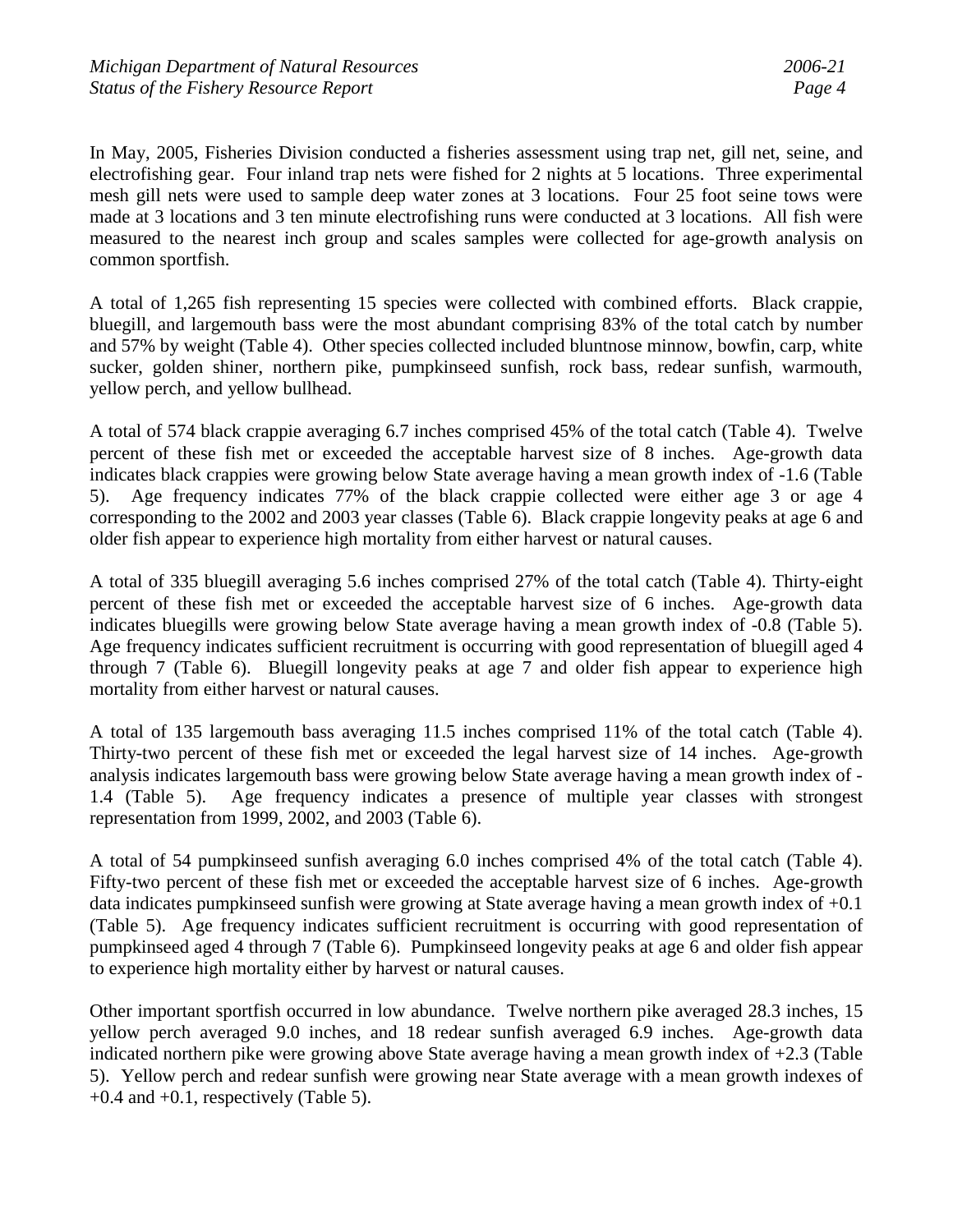In May, 2005, Fisheries Division conducted a fisheries assessment using trap net, gill net, seine, and electrofishing gear. Four inland trap nets were fished for 2 nights at 5 locations. Three experimental mesh gill nets were used to sample deep water zones at 3 locations. Four 25 foot seine tows were made at 3 locations and 3 ten minute electrofishing runs were conducted at 3 locations. All fish were measured to the nearest inch group and scales samples were collected for age-growth analysis on common sportfish.

A total of 1,265 fish representing 15 species were collected with combined efforts. Black crappie, bluegill, and largemouth bass were the most abundant comprising 83% of the total catch by number and 57% by weight (Table 4). Other species collected included bluntnose minnow, bowfin, carp, white sucker, golden shiner, northern pike, pumpkinseed sunfish, rock bass, redear sunfish, warmouth, yellow perch, and yellow bullhead.

A total of 574 black crappie averaging 6.7 inches comprised 45% of the total catch (Table 4). Twelve percent of these fish met or exceeded the acceptable harvest size of 8 inches. Age-growth data indicates black crappies were growing below State average having a mean growth index of -1.6 (Table 5). Age frequency indicates 77% of the black crappie collected were either age 3 or age 4 corresponding to the 2002 and 2003 year classes (Table 6). Black crappie longevity peaks at age 6 and older fish appear to experience high mortality from either harvest or natural causes.

A total of 335 bluegill averaging 5.6 inches comprised 27% of the total catch (Table 4). Thirty-eight percent of these fish met or exceeded the acceptable harvest size of 6 inches. Age-growth data indicates bluegills were growing below State average having a mean growth index of -0.8 (Table 5). Age frequency indicates sufficient recruitment is occurring with good representation of bluegill aged 4 through 7 (Table 6). Bluegill longevity peaks at age 7 and older fish appear to experience high mortality from either harvest or natural causes.

A total of 135 largemouth bass averaging 11.5 inches comprised 11% of the total catch (Table 4). Thirty-two percent of these fish met or exceeded the legal harvest size of 14 inches. Age-growth analysis indicates largemouth bass were growing below State average having a mean growth index of -1.4 (Table 5). Age frequency indicates a presence of multiple year classes with strongest representation from 1999, 2002, and 2003 (Table 6).

A total of 54 pumpkinseed sunfish averaging 6.0 inches comprised 4% of the total catch (Table 4). Fifty-two percent of these fish met or exceeded the acceptable harvest size of 6 inches. Age-growth data indicates pumpkinseed sunfish were growing at State average having a mean growth index of +0.1 (Table 5). Age frequency indicates sufficient recruitment is occurring with good representation of pumpkinseed aged 4 through 7 (Table 6). Pumpkinseed longevity peaks at age 6 and older fish appear to experience high mortality either by harvest or natural causes.

Other important sportfish occurred in low abundance. Twelve northern pike averaged 28.3 inches, 15 yellow perch averaged 9.0 inches, and 18 redear sunfish averaged 6.9 inches. Age-growth data indicated northern pike were growing above State average having a mean growth index of +2.3 (Table 5). Yellow perch and redear sunfish were growing near State average with a mean growth indexes of +0.4 and +0.1, respectively (Table 5).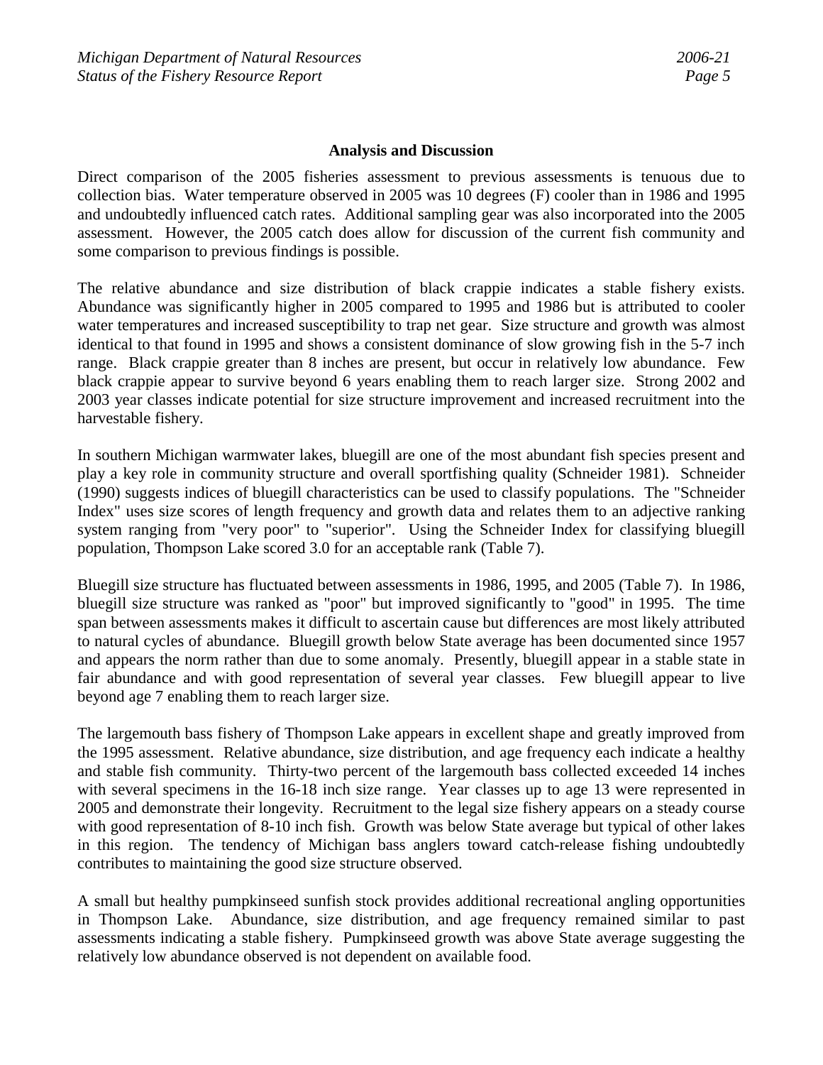## Analysis and Discussion

Direct comparison of the 2005 fisheries assessment to previous assessments is tenuous due to collection bias. Water temperature observed in 2005 was 10 degrees (F) cooler than in 1986 and 1995 and undoubtedly influenced catch rates. Additional sampling gear was also incorporated into the 2005 assessment. However, the 2005 catch does allow for discussion of the current fish community and some comparison to previous findings is possible.

The relative abundance and size distribution of black crappie indicates a stable fishery exists. Abundance was significantly higher in 2005 compared to 1995 and 1986 but is attributed to cooler water temperatures and increased susceptibility to trap net gear. Size structure and growth was almost identical to that found in 1995 and shows a consistent dominance of slow growing fish in the 5-7 inch range. Black crappie greater than 8 inches are present, but occur in relatively low abundance. Few black crappie appear to survive beyond 6 years enabling them to reach larger size. Strong 2002 and 2003 year classes indicate potential for size structure improvement and increased recruitment into the harvestable fishery.

In southern Michigan warmwater lakes, bluegill are one of the most abundant fish species present and play a key role in community structure and overall sportfishing quality (Schneider 1981). Schneider (1990) suggests indices of bluegill characteristics can be used to classify populations. The "Schneider Index" uses size scores of length frequency and growth data and relates them to an adjective ranking system ranging from "very poor" to "superior". Using the Schneider Index for classifying bluegill population, Thompson Lake scored 3.0 for an acceptable rank (Table 7).

Bluegill size structure has fluctuated between assessments in 1986, 1995, and 2005 (Table 7). In 1986, bluegill size structure was ranked as "poor" but improved significantly to "good" in 1995. The time span between assessments makes it difficult to ascertain cause but differences are most likely attributed to natural cycles of abundance. Bluegill growth below State average has been documented since 1957 and appears the norm rather than due to some anomaly. Presently, bluegill appear in a stable state in fair abundance and with good representation of several year classes. Few bluegill appear to live beyond age 7 enabling them to reach larger size.

The largemouth bass fishery of Thompson Lake appears in excellent shape and greatly improved from the 1995 assessment. Relative abundance, size distribution, and age frequency each indicate a healthy and stable fish community. Thirty-two percent of the largemouth bass collected exceeded 14 inches with several specimens in the 16-18 inch size range. Year classes up to age 13 were represented in 2005 and demonstrate their longevity. Recruitment to the legal size fishery appears on a steady course with good representation of 8-10 inch fish. Growth was below State average but typical of other lakes in this region. The tendency of Michigan bass anglers toward catch-release fishing undoubtedly contributes to maintaining the good size structure observed.

A small but healthy pumpkinseed sunfish stock provides additional recreational angling opportunities in Thompson Lake. Abundance, size distribution, and age frequency remained similar to past assessments indicating a stable fishery. Pumpkinseed growth was above State average suggesting the relatively low abundance observed is not dependent on available food.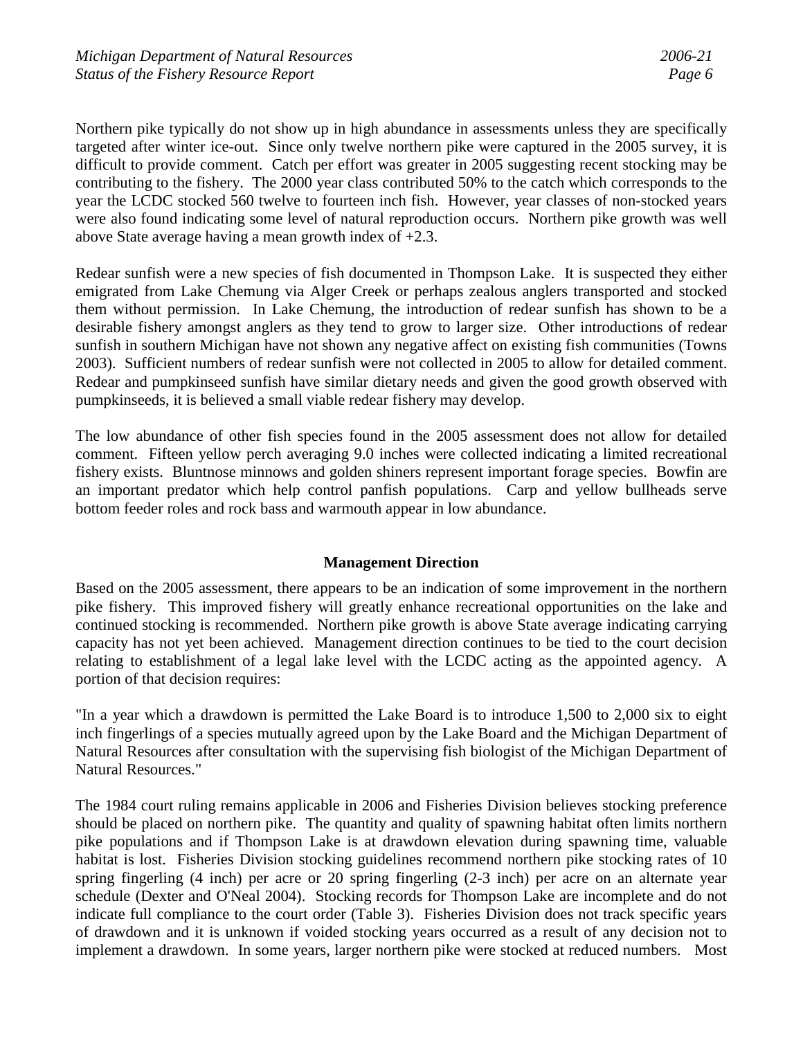Northern pike typically do not show up in high abundance in assessments unless they are specifically targeted after winter ice-out. Since only twelve northern pike were captured in the 2005 survey, it is difficult to provide comment. Catch per effort was greater in 2005 suggesting recent stocking may be contributing to the fishery. The 2000 year class contributed 50% to the catch which corresponds to the year the LCDC stocked 560 twelve to fourteen inch fish. However, year classes of non-stocked years were also found indicating some level of natural reproduction occurs. Northern pike growth was well above State average having a mean growth index of +2.3.

Redear sunfish were a new species of fish documented in Thompson Lake. It is suspected they either emigrated from Lake Chemung via Alger Creek or perhaps zealous anglers transported and stocked them without permission. In Lake Chemung, the introduction of redear sunfish has shown to be a desirable fishery amongst anglers as they tend to grow to larger size. Other introductions of redear sunfish in southern Michigan have not shown any negative affect on existing fish communities (Towns 2003). Sufficient numbers of redear sunfish were not collected in 2005 to allow for detailed comment. Redear and pumpkinseed sunfish have similar dietary needs and given the good growth observed with pumpkinseeds, it is believed a small viable redear fishery may develop.

The low abundance of other fish species found in the 2005 assessment does not allow for detailed comment. Fifteen yellow perch averaging 9.0 inches were collected indicating a limited recreational fishery exists. Bluntnose minnows and golden shiners represent important forage species. Bowfin are an important predator which help control panfish populations. Carp and yellow bullheads serve bottom feeder roles and rock bass and warmouth appear in low abundance.

## Management Direction

Based on the 2005 assessment, there appears to be an indication of some improvement in the northern pike fishery. This improved fishery will greatly enhance recreational opportunities on the lake and continued stocking is recommended. Northern pike growth is above State average indicating carrying capacity has not yet been achieved. Management direction continues to be tied to the court decision relating to establishment of a legal lake level with the LCDC acting as the appointed agency. A portion of that decision requires:

"In a year which a drawdown is permitted the Lake Board is to introduce 1,500 to 2,000 six to eight inch fingerlings of a species mutually agreed upon by the Lake Board and the Michigan Department of Natural Resources after consultation with the supervising fish biologist of the Michigan Department of Natural Resources."

The 1984 court ruling remains applicable in 2006 and Fisheries Division believes stocking preference should be placed on northern pike. The quantity and quality of spawning habitat often limits northern pike populations and if Thompson Lake is at drawdown elevation during spawning time, valuable habitat is lost. Fisheries Division stocking guidelines recommend northern pike stocking rates of 10 spring fingerling (4 inch) per acre or 20 spring fingerling (2-3 inch) per acre on an alternate year schedule (Dexter and O'Neal 2004). Stocking records for Thompson Lake are incomplete and do not indicate full compliance to the court order (Table 3). Fisheries Division does not track specific years of drawdown and it is unknown if voided stocking years occurred as a result of any decision not to implement a drawdown. In some years, larger northern pike were stocked at reduced numbers. Most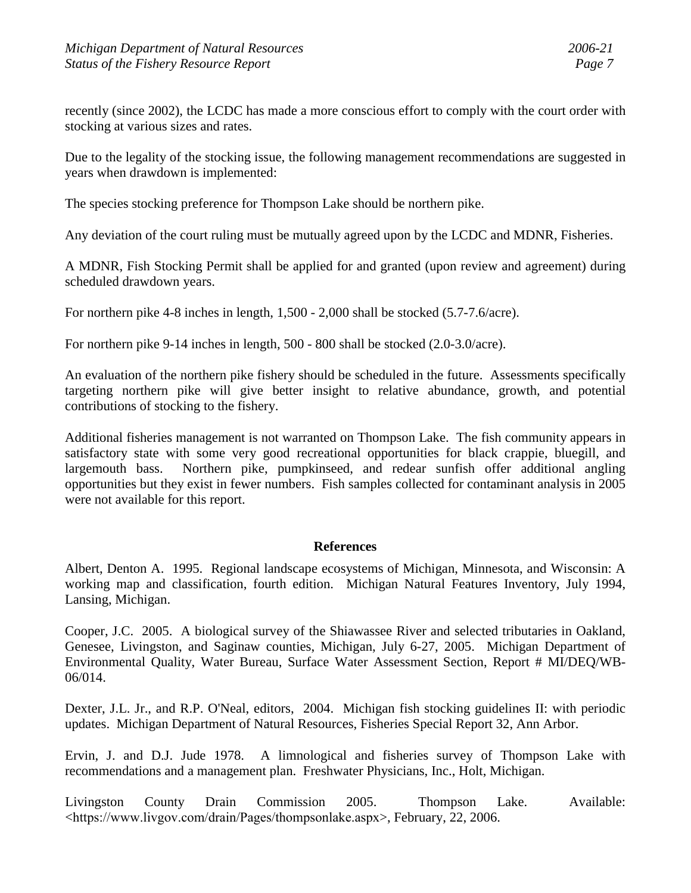recently (since 2002), the LCDC has made a more conscious effort to comply with the court order with stocking at various sizes and rates.

Due to the legality of the stocking issue, the following management recommendations are suggested in years when drawdown is implemented:

The species stocking preference for Thompson Lake should be northern pike.

Any deviation of the court ruling must be mutually agreed upon by the LCDC and MDNR, Fisheries.

A MDNR, Fish Stocking Permit shall be applied for and granted (upon review and agreement) during scheduled drawdown years.

For northern pike 4-8 inches in length, 1,500 - 2,000 shall be stocked (5.7-7.6/acre).

For northern pike 9-14 inches in length, 500 - 800 shall be stocked (2.0-3.0/acre).

An evaluation of the northern pike fishery should be scheduled in the future. Assessments specifically targeting northern pike will give better insight to relative abundance, growth, and potential contributions of stocking to the fishery.

Additional fisheries management is not warranted on Thompson Lake. The fish community appears in satisfactory state with some very good recreational opportunities for black crappie, bluegill, and largemouth bass. Northern pike, pumpkinseed, and redear sunfish offer additional angling opportunities but they exist in fewer numbers. Fish samples collected for contaminant analysis in 2005 were not available for this report.

## References

Albert, Denton A. 1995. Regional landscape ecosystems of Michigan, Minnesota, and Wisconsin: A working map and classification, fourth edition. Michigan Natural Features Inventory, July 1994, Lansing, Michigan.

Cooper, J.C. 2005. A biological survey of the Shiawassee River and selected tributaries in Oakland, Genesee, Livingston, and Saginaw counties, Michigan, July 6-27, 2005. Michigan Department of Environmental Quality, Water Bureau, Surface Water Assessment Section, Report # MI/DEQ/WB-06/014.

Dexter, J.L. Jr., and R.P. O'Neal, editors, 2004. Michigan fish stocking guidelines II: with periodic updates. Michigan Department of Natural Resources, Fisheries Special Report 32, Ann Arbor.

Ervin, J. and D.J. Jude 1978. A limnological and fisheries survey of Thompson Lake with recommendations and a management plan. Freshwater Physicians, Inc., Holt, Michigan.

Livingston County Drain Commission 2005. Thompson Lake. Available: <https://www.livgov.com/drain/Pages/thompsonlake.aspx>, February, 22, 2006.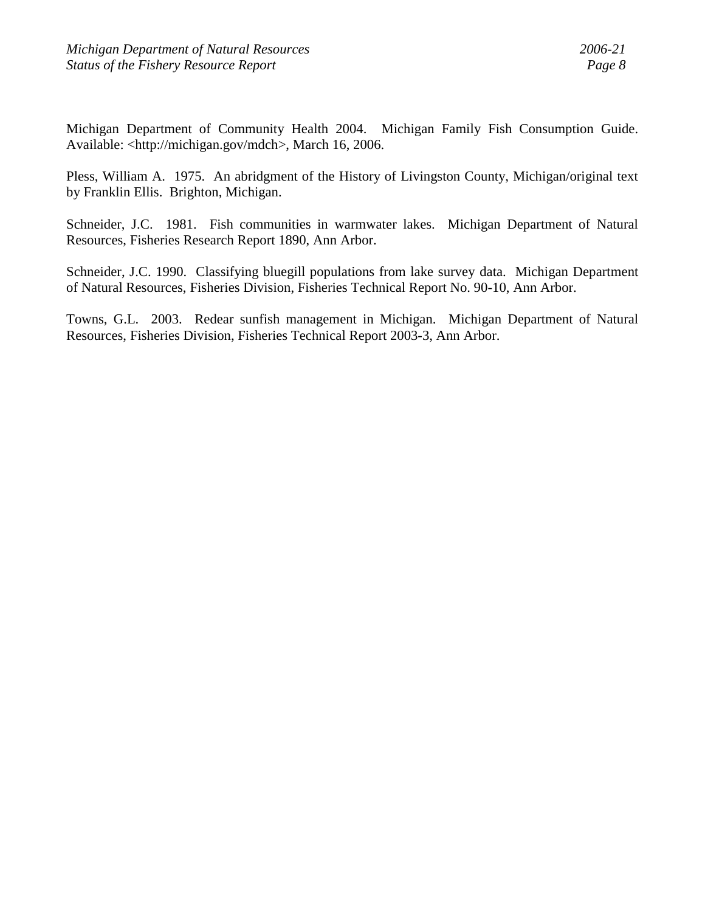Michigan Department of Community Health 2004. Michigan Family Fish Consumption Guide. Available: <http://michigan.gov/mdch>, March 16, 2006.

Pless, William A. 1975. An abridgment of the History of Livingston County, Michigan/original text by Franklin Ellis. Brighton, Michigan.

Schneider, J.C. 1981. Fish communities in warmwater lakes. Michigan Department of Natural Resources, Fisheries Research Report 1890, Ann Arbor.

Schneider, J.C. 1990. Classifying bluegill populations from lake survey data. Michigan Department of Natural Resources, Fisheries Division, Fisheries Technical Report No. 90-10, Ann Arbor.

Towns, G.L. 2003. Redear sunfish management in Michigan. Michigan Department of Natural Resources, Fisheries Division, Fisheries Technical Report 2003-3, Ann Arbor.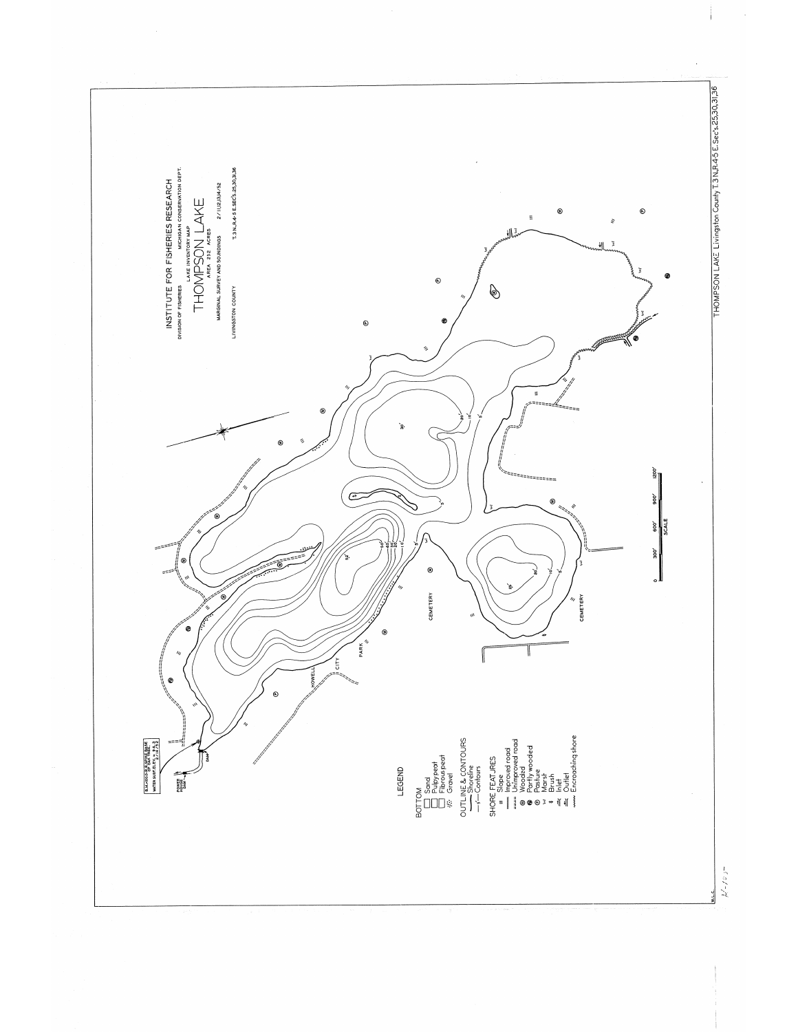INSTITUTE FOR FISHERIES RESEARCH

DIVISION OF FISHERIES MICHIGAN CONSERVATION DEPT.

LAKE INVENTORY MAP

# THOMPSON LAKE

AREA 212 ACRES

MARGINAL SURVEY AND SOUNDINGS 2/11,12,13,14/52

LIVINGSTON COUNTY T.3 N.,R.4-5 E.,SEC's.25,30,31,36

LEGEND

BOTTOM
- Sand
- Pulpy peat
- Fibrous peat
- Gravel

OUTLINE & CONTOURS
- Shoreline
- Contours

SHORE FEATURES
- Slope
- Improved road
- Unimproved road
- Wooded
- Partly wooded
- Pasture
- Marsh
- Brush
- Inlet
- Outlet
- Encroaching shore

B.M. WOOD OF SOUTH EDGE OF DAM FRAME
WATER SURFACE ELEV. 98.2 2/14/52

POWER HOUSE DAM

DAM

HOWELL CITY PARK

CEMETERY

CEMETERY

SCALE: 0 300' 600' 900' 1200'

THOMPSON LAKE Livingston County T.3 N.,R.4-5 E.,Sec's.25,30,31,36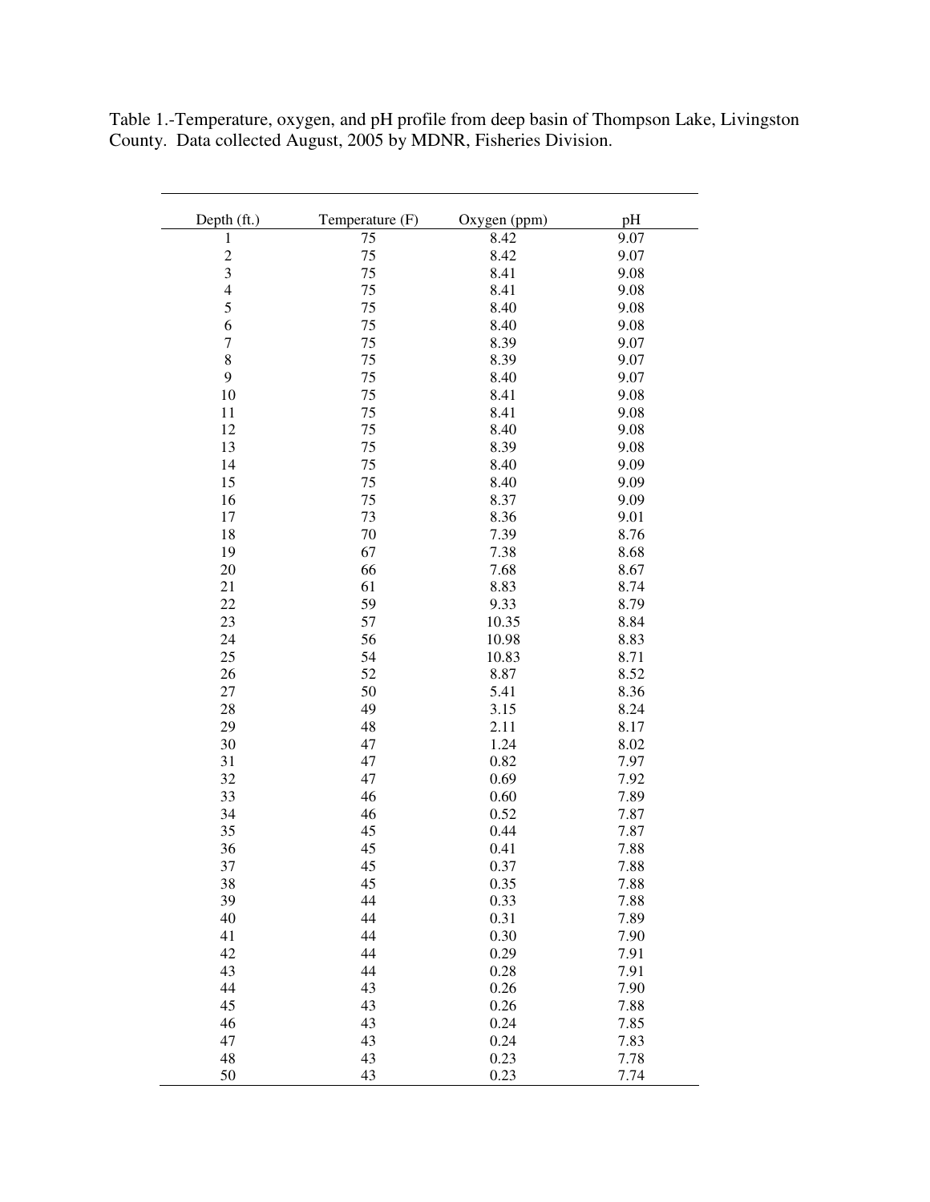Table 1.-Temperature, oxygen, and pH profile from deep basin of Thompson Lake, Livingston County. Data collected August, 2005 by MDNR, Fisheries Division.

| Depth (ft.) | Temperature (F) | Oxygen (ppm) | pH |
|---|---|---|---|
| 1 | 75 | 8.42 | 9.07 |
| 2 | 75 | 8.42 | 9.07 |
| 3 | 75 | 8.41 | 9.08 |
| 4 | 75 | 8.41 | 9.08 |
| 5 | 75 | 8.40 | 9.08 |
| 6 | 75 | 8.40 | 9.08 |
| 7 | 75 | 8.39 | 9.07 |
| 8 | 75 | 8.39 | 9.07 |
| 9 | 75 | 8.40 | 9.07 |
| 10 | 75 | 8.41 | 9.08 |
| 11 | 75 | 8.41 | 9.08 |
| 12 | 75 | 8.40 | 9.08 |
| 13 | 75 | 8.39 | 9.08 |
| 14 | 75 | 8.40 | 9.09 |
| 15 | 75 | 8.40 | 9.09 |
| 16 | 75 | 8.37 | 9.09 |
| 17 | 73 | 8.36 | 9.01 |
| 18 | 70 | 7.39 | 8.76 |
| 19 | 67 | 7.38 | 8.68 |
| 20 | 66 | 7.68 | 8.67 |
| 21 | 61 | 8.83 | 8.74 |
| 22 | 59 | 9.33 | 8.79 |
| 23 | 57 | 10.35 | 8.84 |
| 24 | 56 | 10.98 | 8.83 |
| 25 | 54 | 10.83 | 8.71 |
| 26 | 52 | 8.87 | 8.52 |
| 27 | 50 | 5.41 | 8.36 |
| 28 | 49 | 3.15 | 8.24 |
| 29 | 48 | 2.11 | 8.17 |
| 30 | 47 | 1.24 | 8.02 |
| 31 | 47 | 0.82 | 7.97 |
| 32 | 47 | 0.69 | 7.92 |
| 33 | 46 | 0.60 | 7.89 |
| 34 | 46 | 0.52 | 7.87 |
| 35 | 45 | 0.44 | 7.87 |
| 36 | 45 | 0.41 | 7.88 |
| 37 | 45 | 0.37 | 7.88 |
| 38 | 45 | 0.35 | 7.88 |
| 39 | 44 | 0.33 | 7.88 |
| 40 | 44 | 0.31 | 7.89 |
| 41 | 44 | 0.30 | 7.90 |
| 42 | 44 | 0.29 | 7.91 |
| 43 | 44 | 0.28 | 7.91 |
| 44 | 43 | 0.26 | 7.90 |
| 45 | 43 | 0.26 | 7.88 |
| 46 | 43 | 0.24 | 7.85 |
| 47 | 43 | 0.24 | 7.83 |
| 48 | 43 | 0.23 | 7.78 |
| 50 | 43 | 0.23 | 7.74 |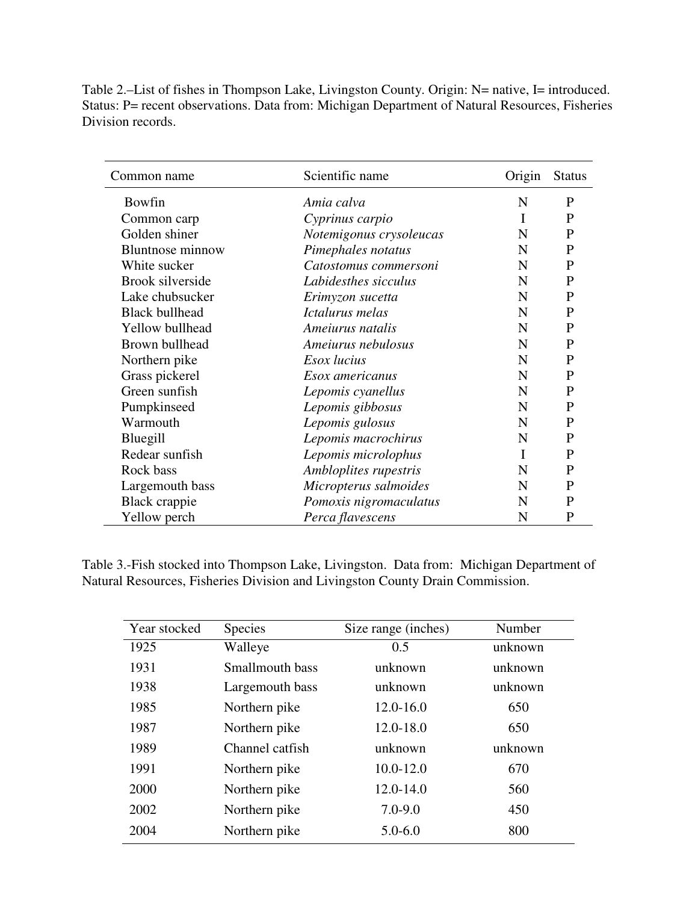Table 2.–List of fishes in Thompson Lake, Livingston County. Origin: N= native, I= introduced. Status: P= recent observations. Data from: Michigan Department of Natural Resources, Fisheries Division records.

| Common name | Scientific name | Origin | Status |
|---|---|---|---|
| Bowfin | *Amia calva* | N | P |
| Common carp | *Cyprinus carpio* | I | P |
| Golden shiner | *Notemigonus crysoleucas* | N | P |
| Bluntnose minnow | *Pimephales notatus* | N | P |
| White sucker | *Catostomus commersoni* | N | P |
| Brook silverside | *Labidesthes sicculus* | N | P |
| Lake chubsucker | *Erimyzon sucetta* | N | P |
| Black bullhead | *Ictalurus melas* | N | P |
| Yellow bullhead | *Ameiurus natalis* | N | P |
| Brown bullhead | *Ameiurus nebulosus* | N | P |
| Northern pike | *Esox lucius* | N | P |
| Grass pickerel | *Esox americanus* | N | P |
| Green sunfish | *Lepomis cyanellus* | N | P |
| Pumpkinseed | *Lepomis gibbosus* | N | P |
| Warmouth | *Lepomis gulosus* | N | P |
| Bluegill | *Lepomis macrochirus* | N | P |
| Redear sunfish | *Lepomis microlophus* | I | P |
| Rock bass | *Ambloplites rupestris* | N | P |
| Largemouth bass | *Micropterus salmoides* | N | P |
| Black crappie | *Pomoxis nigromaculatus* | N | P |
| Yellow perch | *Perca flavescens* | N | P |

Table 3.-Fish stocked into Thompson Lake, Livingston. Data from: Michigan Department of Natural Resources, Fisheries Division and Livingston County Drain Commission.

| Year stocked | Species | Size range (inches) | Number |
|---|---|---|---|
| 1925 | Walleye | 0.5 | unknown |
| 1931 | Smallmouth bass | unknown | unknown |
| 1938 | Largemouth bass | unknown | unknown |
| 1985 | Northern pike | 12.0-16.0 | 650 |
| 1987 | Northern pike | 12.0-18.0 | 650 |
| 1989 | Channel catfish | unknown | unknown |
| 1991 | Northern pike | 10.0-12.0 | 670 |
| 2000 | Northern pike | 12.0-14.0 | 560 |
| 2002 | Northern pike | 7.0-9.0 | 450 |
| 2004 | Northern pike | 5.0-6.0 | 800 |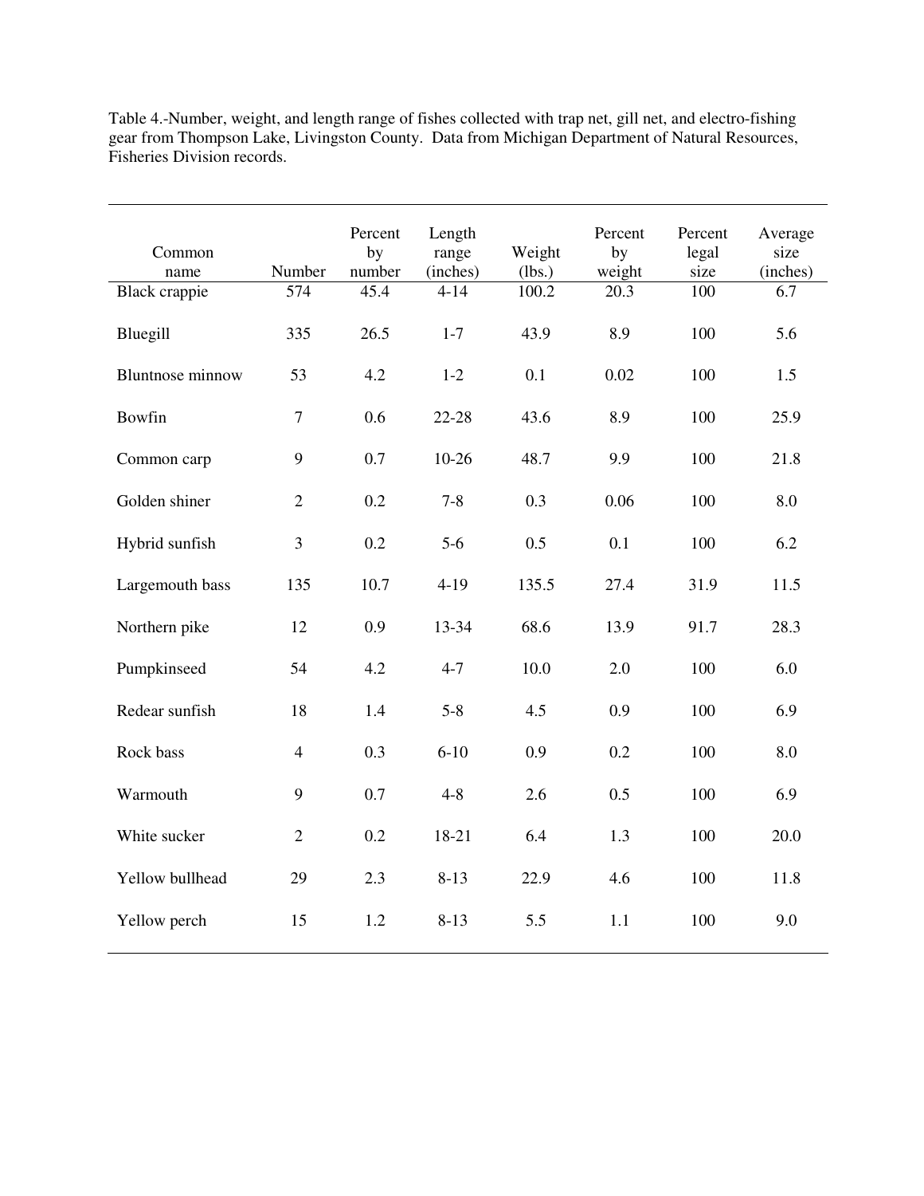Table 4.-Number, weight, and length range of fishes collected with trap net, gill net, and electro-fishing gear from Thompson Lake, Livingston County. Data from Michigan Department of Natural Resources, Fisheries Division records.

| Common name | Number | Percent by number | Length range (inches) | Weight (lbs.) | Percent by weight | Percent legal size | Average size (inches) |
|---|---|---|---|---|---|---|---|
| Black crappie | 574 | 45.4 | 4-14 | 100.2 | 20.3 | 100 | 6.7 |
| Bluegill | 335 | 26.5 | 1-7 | 43.9 | 8.9 | 100 | 5.6 |
| Bluntnose minnow | 53 | 4.2 | 1-2 | 0.1 | 0.02 | 100 | 1.5 |
| Bowfin | 7 | 0.6 | 22-28 | 43.6 | 8.9 | 100 | 25.9 |
| Common carp | 9 | 0.7 | 10-26 | 48.7 | 9.9 | 100 | 21.8 |
| Golden shiner | 2 | 0.2 | 7-8 | 0.3 | 0.06 | 100 | 8.0 |
| Hybrid sunfish | 3 | 0.2 | 5-6 | 0.5 | 0.1 | 100 | 6.2 |
| Largemouth bass | 135 | 10.7 | 4-19 | 135.5 | 27.4 | 31.9 | 11.5 |
| Northern pike | 12 | 0.9 | 13-34 | 68.6 | 13.9 | 91.7 | 28.3 |
| Pumpkinseed | 54 | 4.2 | 4-7 | 10.0 | 2.0 | 100 | 6.0 |
| Redear sunfish | 18 | 1.4 | 5-8 | 4.5 | 0.9 | 100 | 6.9 |
| Rock bass | 4 | 0.3 | 6-10 | 0.9 | 0.2 | 100 | 8.0 |
| Warmouth | 9 | 0.7 | 4-8 | 2.6 | 0.5 | 100 | 6.9 |
| White sucker | 2 | 0.2 | 18-21 | 6.4 | 1.3 | 100 | 20.0 |
| Yellow bullhead | 29 | 2.3 | 8-13 | 22.9 | 4.6 | 100 | 11.8 |
| Yellow perch | 15 | 1.2 | 8-13 | 5.5 | 1.1 | 100 | 9.0 |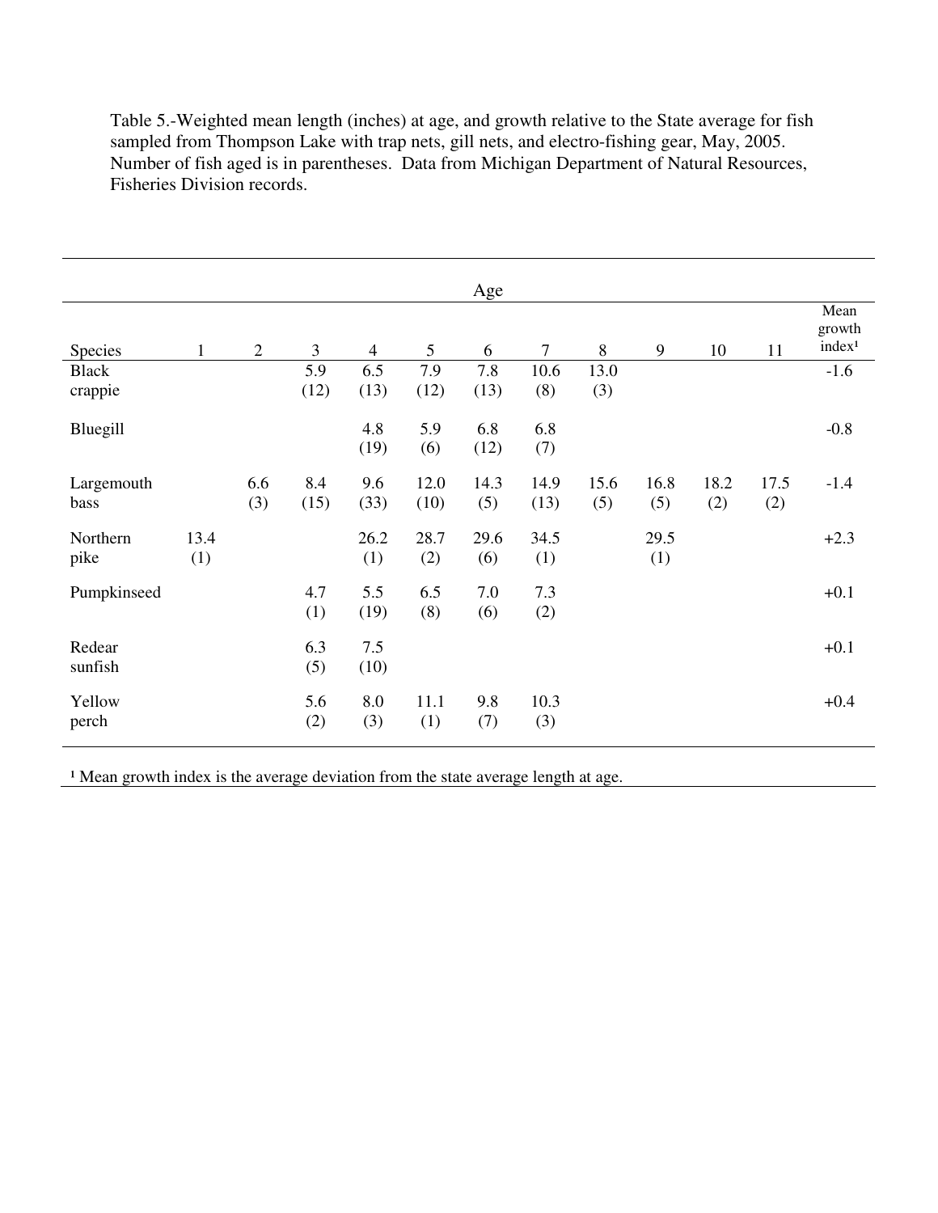Table 5.-Weighted mean length (inches) at age, and growth relative to the State average for fish sampled from Thompson Lake with trap nets, gill nets, and electro-fishing gear, May, 2005. Number of fish aged is in parentheses. Data from Michigan Department of Natural Resources, Fisheries Division records.

| | Age | | | | | | | | | | | |
|---|---|---|---|---|---|---|---|---|---|---|---|---|
| Species | 1 | 2 | 3 | 4 | 5 | 6 | 7 | 8 | 9 | 10 | 11 | Mean growth index[1] |
| Black crappie | | | 5.9 (12) | 6.5 (13) | 7.9 (12) | 7.8 (13) | 10.6 (8) | 13.0 (3) | | | | -1.6 |
| Bluegill | | | | 4.8 (19) | 5.9 (6) | 6.8 (12) | 6.8 (7) | | | | | -0.8 |
| Largemouth bass | | 6.6 (3) | 8.4 (15) | 9.6 (33) | 12.0 (10) | 14.3 (5) | 14.9 (13) | 15.6 (5) | 16.8 (5) | 18.2 (2) | 17.5 (2) | -1.4 |
| Northern pike | 13.4 (1) | | | 26.2 (1) | 28.7 (2) | 29.6 (6) | 34.5 (1) | | 29.5 (1) | | | +2.3 |
| Pumpkinseed | | | 4.7 (1) | 5.5 (19) | 6.5 (8) | 7.0 (6) | 7.3 (2) | | | | | +0.1 |
| Redear sunfish | | | 6.3 (5) | 7.5 (10) | | | | | | | | +0.1 |
| Yellow perch | | | 5.6 (2) | 8.0 (3) | 11.1 (1) | 9.8 (7) | 10.3 (3) | | | | | +0.4 |

[1] Mean growth index is the average deviation from the state average length at age.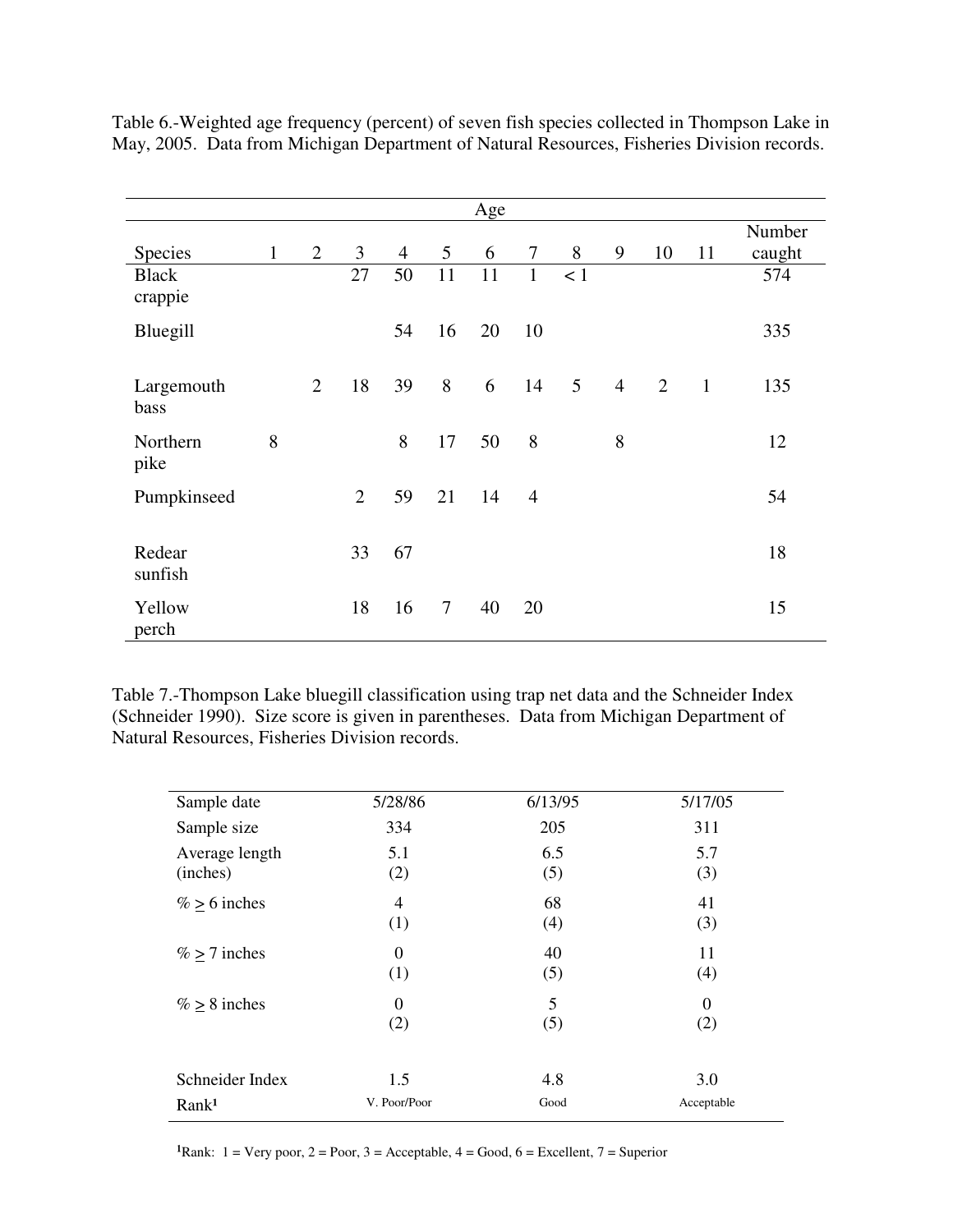Table 6.-Weighted age frequency (percent) of seven fish species collected in Thompson Lake in May, 2005. Data from Michigan Department of Natural Resources, Fisheries Division records.

| | Age | | | | | | | | | | | |
|---|---|---|---|---|---|---|---|---|---|---|---|---|
| Species | 1 | 2 | 3 | 4 | 5 | 6 | 7 | 8 | 9 | 10 | 11 | Number caught |
| Black crappie | | | 27 | 50 | 11 | 11 | 1 | < 1 | | | | 574 |
| Bluegill | | | | 54 | 16 | 20 | 10 | | | | | 335 |
| Largemouth bass | | 2 | 18 | 39 | 8 | 6 | 14 | 5 | 4 | 2 | 1 | 135 |
| Northern pike | 8 | | | 8 | 17 | 50 | 8 | | 8 | | | 12 |
| Pumpkinseed | | | 2 | 59 | 21 | 14 | 4 | | | | | 54 |
| Redear sunfish | | | 33 | 67 | | | | | | | | 18 |
| Yellow perch | | | 18 | 16 | 7 | 40 | 20 | | | | | 15 |

Table 7.-Thompson Lake bluegill classification using trap net data and the Schneider Index (Schneider 1990). Size score is given in parentheses. Data from Michigan Department of Natural Resources, Fisheries Division records.

| Sample date | 5/28/86 | 6/13/95 | 5/17/05 |
|---|---|---|---|
| Sample size | 334 | 205 | 311 |
| Average length (inches) | 5.1 (2) | 6.5 (5) | 5.7 (3) |
| % ≥ 6 inches | 4 (1) | 68 (4) | 41 (3) |
| % ≥ 7 inches | 0 (1) | 40 (5) | 11 (4) |
| % ≥ 8 inches | 0 (2) | 5 (5) | 0 (2) |
| Schneider Index | 1.5 | 4.8 | 3.0 |
| Rank[1] | V. Poor/Poor | Good | Acceptable |

[1]Rank: 1 = Very poor, 2 = Poor, 3 = Acceptable, 4 = Good, 6 = Excellent, 7 = Superior